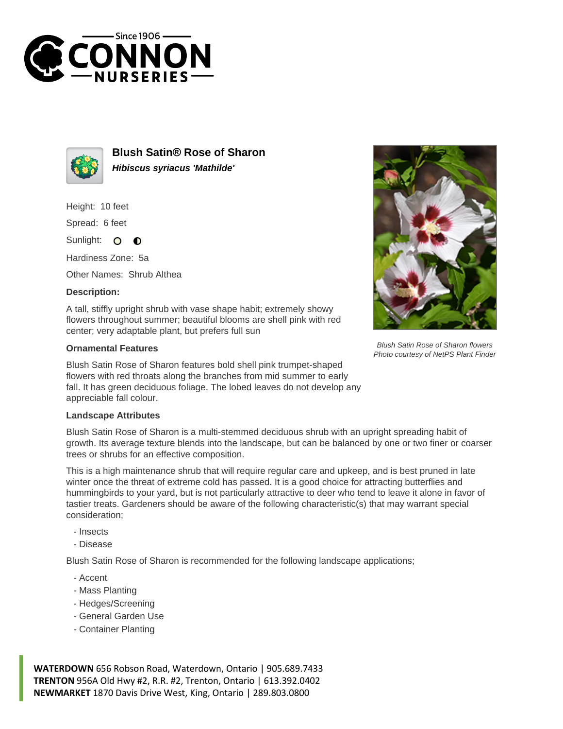# Blush Satin® Rose of Sharon

***Hibiscus syriacus 'Mathilde'***

Height: 10 feet

Spread: 6 feet

Sunlight:

Hardiness Zone: 5a

Other Names: Shrub Althea

**Description:**

A tall, stiffly upright shrub with vase shape habit; extremely showy flowers throughout summer; beautiful blooms are shell pink with red center; very adaptable plant, but prefers full sun

*Blush Satin Rose of Sharon flowers*
*Photo courtesy of NetPS Plant Finder*

### Ornamental Features

Blush Satin Rose of Sharon features bold shell pink trumpet-shaped flowers with red throats along the branches from mid summer to early fall. It has green deciduous foliage. The lobed leaves do not develop any appreciable fall colour.

### Landscape Attributes

Blush Satin Rose of Sharon is a multi-stemmed deciduous shrub with an upright spreading habit of growth. Its average texture blends into the landscape, but can be balanced by one or two finer or coarser trees or shrubs for an effective composition.

This is a high maintenance shrub that will require regular care and upkeep, and is best pruned in late winter once the threat of extreme cold has passed. It is a good choice for attracting butterflies and hummingbirds to your yard, but is not particularly attractive to deer who tend to leave it alone in favor of tastier treats. Gardeners should be aware of the following characteristic(s) that may warrant special consideration;

- Insects
- Disease

Blush Satin Rose of Sharon is recommended for the following landscape applications;

- Accent
- Mass Planting
- Hedges/Screening
- General Garden Use
- Container Planting

**WATERDOWN** 656 Robson Road, Waterdown, Ontario | 905.689.7433
**TRENTON** 956A Old Hwy #2, R.R. #2, Trenton, Ontario | 613.392.0402
**NEWMARKET** 1870 Davis Drive West, King, Ontario | 289.803.0800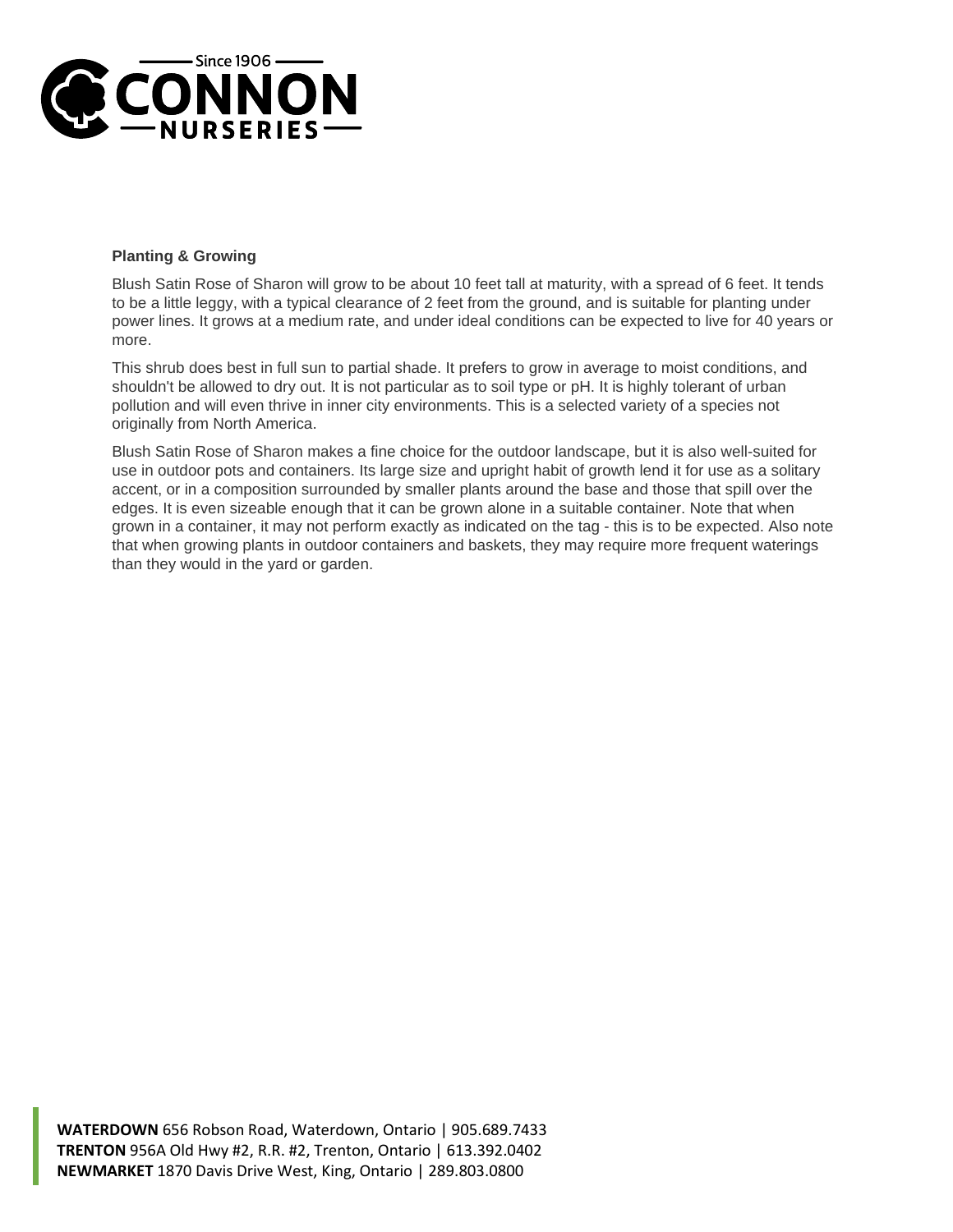**Planting & Growing**

Blush Satin Rose of Sharon will grow to be about 10 feet tall at maturity, with a spread of 6 feet. It tends to be a little leggy, with a typical clearance of 2 feet from the ground, and is suitable for planting under power lines. It grows at a medium rate, and under ideal conditions can be expected to live for 40 years or more.

This shrub does best in full sun to partial shade. It prefers to grow in average to moist conditions, and shouldn't be allowed to dry out. It is not particular as to soil type or pH. It is highly tolerant of urban pollution and will even thrive in inner city environments. This is a selected variety of a species not originally from North America.

Blush Satin Rose of Sharon makes a fine choice for the outdoor landscape, but it is also well-suited for use in outdoor pots and containers. Its large size and upright habit of growth lend it for use as a solitary accent, or in a composition surrounded by smaller plants around the base and those that spill over the edges. It is even sizeable enough that it can be grown alone in a suitable container. Note that when grown in a container, it may not perform exactly as indicated on the tag - this is to be expected. Also note that when growing plants in outdoor containers and baskets, they may require more frequent waterings than they would in the yard or garden.

**WATERDOWN** 656 Robson Road, Waterdown, Ontario | 905.689.7433
**TRENTON** 956A Old Hwy #2, R.R. #2, Trenton, Ontario | 613.392.0402
**NEWMARKET** 1870 Davis Drive West, King, Ontario | 289.803.0800